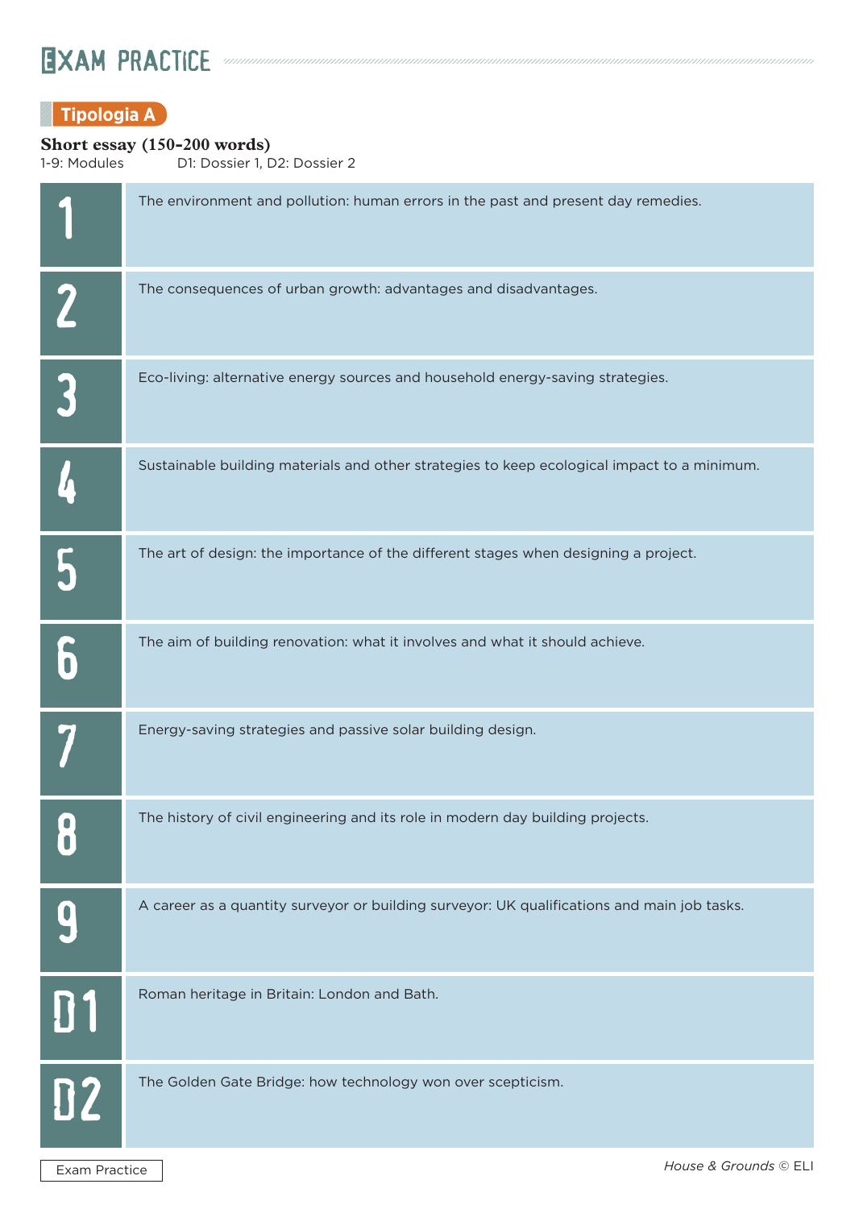# EXAM PRACTICE

## Tipologia A

**Short essay (150-200 words)**

1-9: Modules D1: Dossier 1, D2: Dossier 2

| | |
|---|---|
| 1 | The environment and pollution: human errors in the past and present day remedies. |
| 2 | The consequences of urban growth: advantages and disadvantages. |
| 3 | Eco-living: alternative energy sources and household energy-saving strategies. |
| 4 | Sustainable building materials and other strategies to keep ecological impact to a minimum. |
| 5 | The art of design: the importance of the different stages when designing a project. |
| 6 | The aim of building renovation: what it involves and what it should achieve. |
| 7 | Energy-saving strategies and passive solar building design. |
| 8 | The history of civil engineering and its role in modern day building projects. |
| 9 | A career as a quantity surveyor or building surveyor: UK qualifications and main job tasks. |
| D1 | Roman heritage in Britain: London and Bath. |
| D2 | The Golden Gate Bridge: how technology won over scepticism. |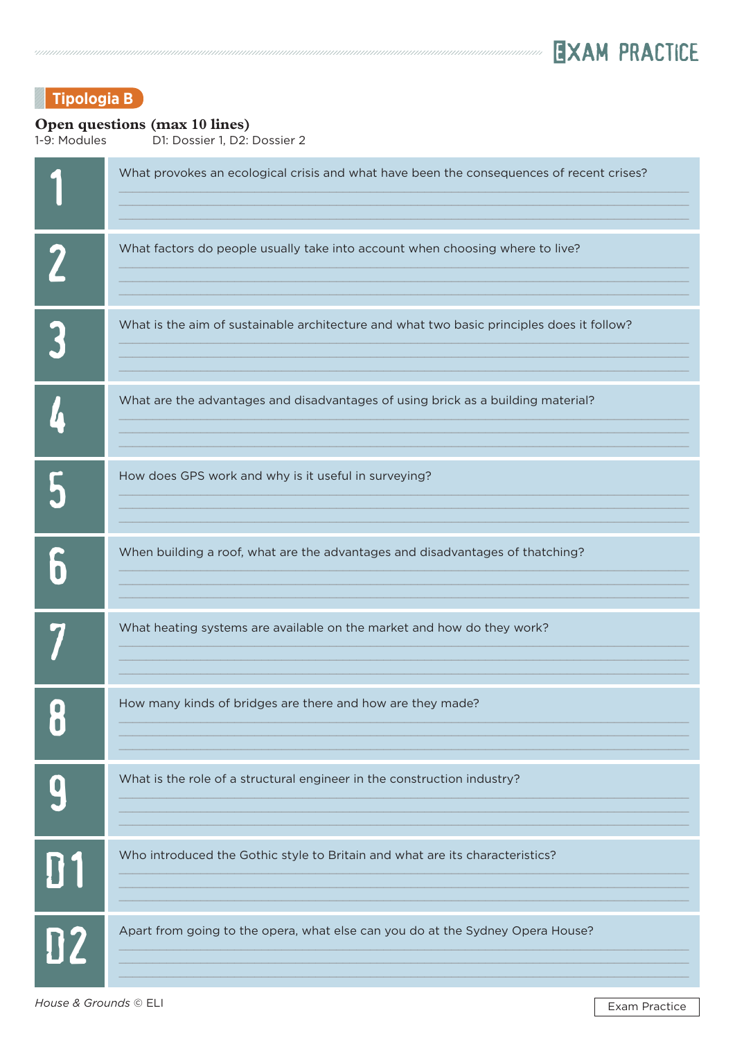**Tipologia B**

**Open questions (max 10 lines)**

1-9: Modules D1: Dossier 1, D2: Dossier 2

**1** What provokes an ecological crisis and what have been the consequences of recent crises?

**2** What factors do people usually take into account when choosing where to live?

**3** What is the aim of sustainable architecture and what two basic principles does it follow?

**4** What are the advantages and disadvantages of using brick as a building material?

**5** How does GPS work and why is it useful in surveying?

**6** When building a roof, what are the advantages and disadvantages of thatching?

**7** What heating systems are available on the market and how do they work?

**8** How many kinds of bridges are there and how are they made?

**9** What is the role of a structural engineer in the construction industry?

**D1** Who introduced the Gothic style to Britain and what are its characteristics?

**D2** Apart from going to the opera, what else can you do at the Sydney Opera House?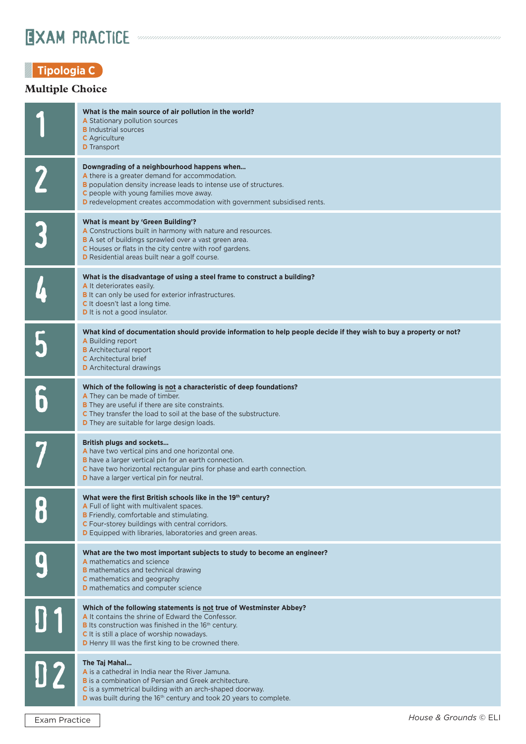# EXAM PRACTICE

## Tipologia C

### Multiple Choice

**1**

**What is the main source of air pollution in the world?**

- **A** Stationary pollution sources
- **B** Industrial sources
- **C** Agriculture
- **D** Transport

**2**

**Downgrading of a neighbourhood happens when...**

- **A** there is a greater demand for accommodation.
- **B** population density increase leads to intense use of structures.
- **C** people with young families move away.
- **D** redevelopment creates accommodation with government subsidised rents.

**3**

**What is meant by 'Green Building'?**

- **A** Constructions built in harmony with nature and resources.
- **B** A set of buildings sprawled over a vast green area.
- **C** Houses or flats in the city centre with roof gardens.
- **D** Residential areas built near a golf course.

**4**

**What is the disadvantage of using a steel frame to construct a building?**

- **A** It deteriorates easily.
- **B** It can only be used for exterior infrastructures.
- **C** It doesn't last a long time.
- **D** It is not a good insulator.

**5**

**What kind of documentation should provide information to help people decide if they wish to buy a property or not?**

- **A** Building report
- **B** Architectural report
- **C** Architectural brief
- **D** Architectural drawings

**6**

**Which of the following is not a characteristic of deep foundations?**

- **A** They can be made of timber.
- **B** They are useful if there are site constraints.
- **C** They transfer the load to soil at the base of the substructure.
- **D** They are suitable for large design loads.

**7**

**British plugs and sockets...**

- **A** have two vertical pins and one horizontal one.
- **B** have a larger vertical pin for an earth connection.
- **C** have two horizontal rectangular pins for phase and earth connection.
- **D** have a larger vertical pin for neutral.

**8**

**What were the first British schools like in the 19th century?**

- **A** Full of light with multivalent spaces.
- **B** Friendly, comfortable and stimulating.
- **C** Four-storey buildings with central corridors.
- **D** Equipped with libraries, laboratories and green areas.

**9**

**What are the two most important subjects to study to become an engineer?**

- **A** mathematics and science
- **B** mathematics and technical drawing
- **C** mathematics and geography
- **D** mathematics and computer science

**D1**

**Which of the following statements is not true of Westminster Abbey?**

- **A** It contains the shrine of Edward the Confessor.
- **B** Its construction was finished in the 16th century.
- **C** It is still a place of worship nowadays.
- **D** Henry III was the first king to be crowned there.

**D2**

**The Taj Mahal...**

- **A** is a cathedral in India near the River Jamuna.
- **B** is a combination of Persian and Greek architecture.
- **C** is a symmetrical building with an arch-shaped doorway.
- **D** was built during the 16th century and took 20 years to complete.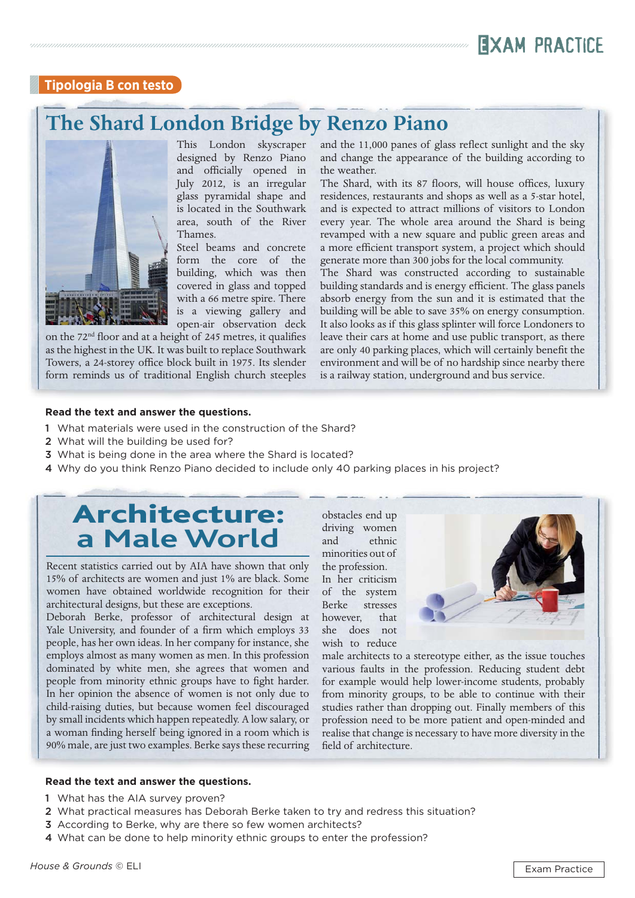## Tipologia B con testo

# The Shard London Bridge by Renzo Piano

This London skyscraper designed by Renzo Piano and officially opened in July 2012, is an irregular glass pyramidal shape and is located in the Southwark area, south of the River Thames.

Steel beams and concrete form the core of the building, which was then covered in glass and topped with a 66 metre spire. There is a viewing gallery and open-air observation deck on the 72nd floor and at a height of 245 metres, it qualifies as the highest in the UK. It was built to replace Southwark Towers, a 24-storey office block built in 1975. Its slender form reminds us of traditional English church steeples and the 11,000 panes of glass reflect sunlight and the sky and change the appearance of the building according to the weather.

The Shard, with its 87 floors, will house offices, luxury residences, restaurants and shops as well as a 5-star hotel, and is expected to attract millions of visitors to London every year. The whole area around the Shard is being revamped with a new square and public green areas and a more efficient transport system, a project which should generate more than 300 jobs for the local community.

The Shard was constructed according to sustainable building standards and is energy efficient. The glass panels absorb energy from the sun and it is estimated that the building will be able to save 35% on energy consumption. It also looks as if this glass splinter will force Londoners to leave their cars at home and use public transport, as there are only 40 parking places, which will certainly benefit the environment and will be of no hardship since nearby there is a railway station, underground and bus service.

**Read the text and answer the questions.**

1 What materials were used in the construction of the Shard?
2 What will the building be used for?
3 What is being done in the area where the Shard is located?
4 Why do you think Renzo Piano decided to include only 40 parking places in his project?

# Architecture: a Male World

Recent statistics carried out by AIA have shown that only 15% of architects are women and just 1% are black. Some women have obtained worldwide recognition for their architectural designs, but these are exceptions.

Deborah Berke, professor of architectural design at Yale University, and founder of a firm which employs 33 people, has her own ideas. In her company for instance, she employs almost as many women as men. In this profession dominated by white men, she agrees that women and people from minority ethnic groups have to fight harder. In her opinion the absence of women is not only due to child-raising duties, but because women feel discouraged by small incidents which happen repeatedly. A low salary, or a woman finding herself being ignored in a room which is 90% male, are just two examples. Berke says these recurring obstacles end up driving women and ethnic minorities out of the profession.

In her criticism of the system Berke stresses however, that she does not wish to reduce male architects to a stereotype either, as the issue touches various faults in the profession. Reducing student debt for example would help lower-income students, probably from minority groups, to be able to continue with their studies rather than dropping out. Finally members of this profession need to be more patient and open-minded and realise that change is necessary to have more diversity in the field of architecture.

**Read the text and answer the questions.**

1 What has the AIA survey proven?
2 What practical measures has Deborah Berke taken to try and redress this situation?
3 According to Berke, why are there so few women architects?
4 What can be done to help minority ethnic groups to enter the profession?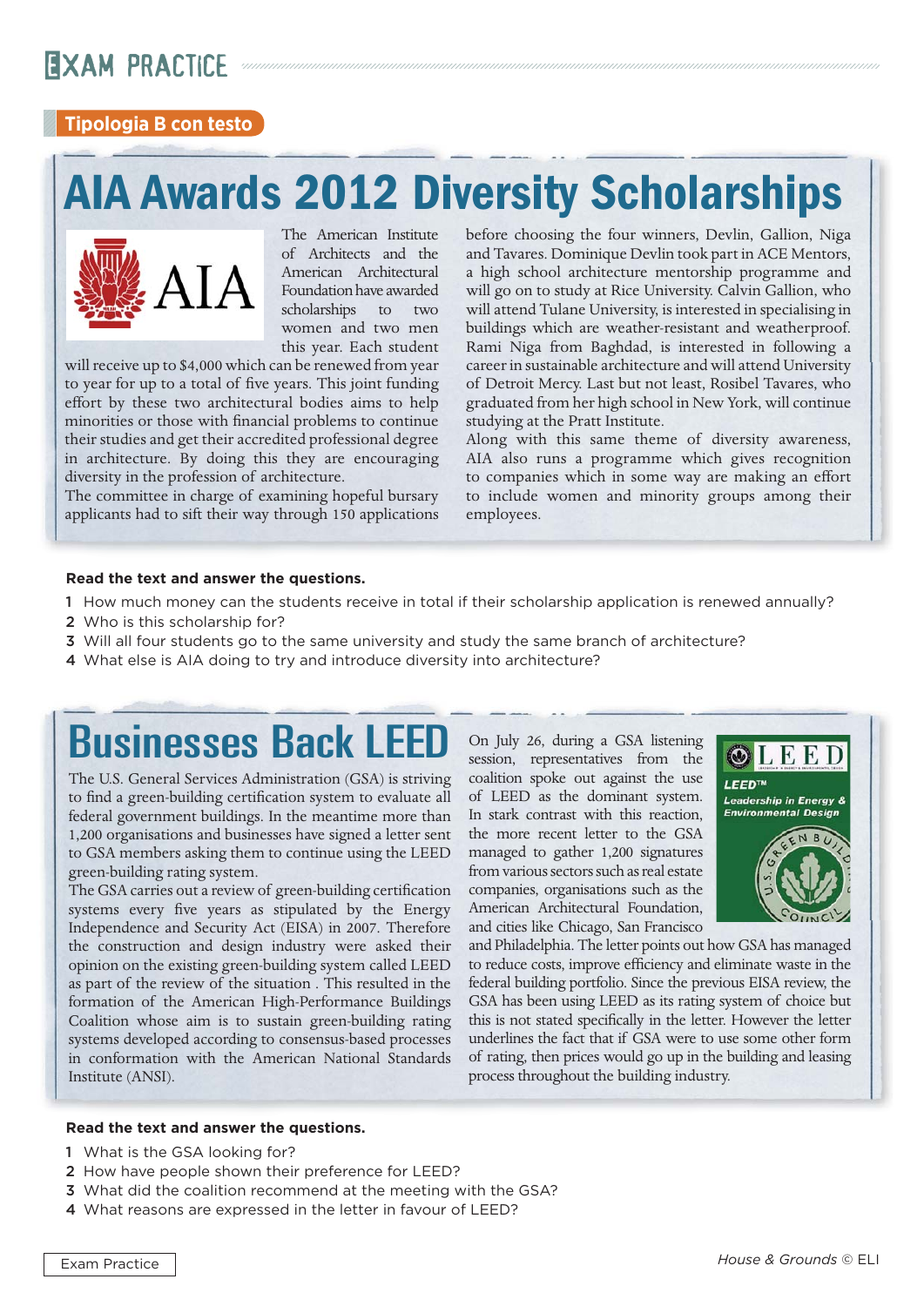# EXAM PRACTICE

**Tipologia B con testo**

## AIA Awards 2012 Diversity Scholarships

The American Institute of Architects and the American Architectural Foundation have awarded scholarships to two women and two men this year. Each student will receive up to $4,000 which can be renewed from year to year for up to a total of five years. This joint funding effort by these two architectural bodies aims to help minorities or those with financial problems to continue their studies and get their accredited professional degree in architecture. By doing this they are encouraging diversity in the profession of architecture.
The committee in charge of examining hopeful bursary applicants had to sift their way through 150 applications before choosing the four winners, Devlin, Gallion, Niga and Tavares. Dominique Devlin took part in ACE Mentors, a high school architecture mentorship programme and will go on to study at Rice University. Calvin Gallion, who will attend Tulane University, is interested in specialising in buildings which are weather-resistant and weatherproof. Rami Niga from Baghdad, is interested in following a career in sustainable architecture and will attend University of Detroit Mercy. Last but not least, Rosibel Tavares, who graduated from her high school in New York, will continue studying at the Pratt Institute.
Along with this same theme of diversity awareness, AIA also runs a programme which gives recognition to companies which in some way are making an effort to include women and minority groups among their employees.

**Read the text and answer the questions.**

1 How much money can the students receive in total if their scholarship application is renewed annually?
2 Who is this scholarship for?
3 Will all four students go to the same university and study the same branch of architecture?
4 What else is AIA doing to try and introduce diversity into architecture?

## Businesses Back LEED

The U.S. General Services Administration (GSA) is striving to find a green-building certification system to evaluate all federal government buildings. In the meantime more than 1,200 organisations and businesses have signed a letter sent to GSA members asking them to continue using the LEED green-building rating system.
The GSA carries out a review of green-building certification systems every five years as stipulated by the Energy Independence and Security Act (EISA) in 2007. Therefore the construction and design industry were asked their opinion on the existing green-building system called LEED as part of the review of the situation. This resulted in the formation of the American High-Performance Buildings Coalition whose aim is to sustain green-building rating systems developed according to consensus-based processes in conformation with the American National Standards Institute (ANSI).
On July 26, during a GSA listening session, representatives from the coalition spoke out against the use of LEED as the dominant system. In stark contrast with this reaction, the more recent letter to the GSA managed to gather 1,200 signatures from various sectors such as real estate companies, organisations such as the American Architectural Foundation, and cities like Chicago, San Francisco and Philadelphia. The letter points out how GSA has managed to reduce costs, improve efficiency and eliminate waste in the federal building portfolio. Since the previous EISA review, the GSA has been using LEED as its rating system of choice but this is not stated specifically in the letter. However the letter underlines the fact that if GSA were to use some other form of rating, then prices would go up in the building and leasing process throughout the building industry.

**Read the text and answer the questions.**

1 What is the GSA looking for?
2 How have people shown their preference for LEED?
3 What did the coalition recommend at the meeting with the GSA?
4 What reasons are expressed in the letter in favour of LEED?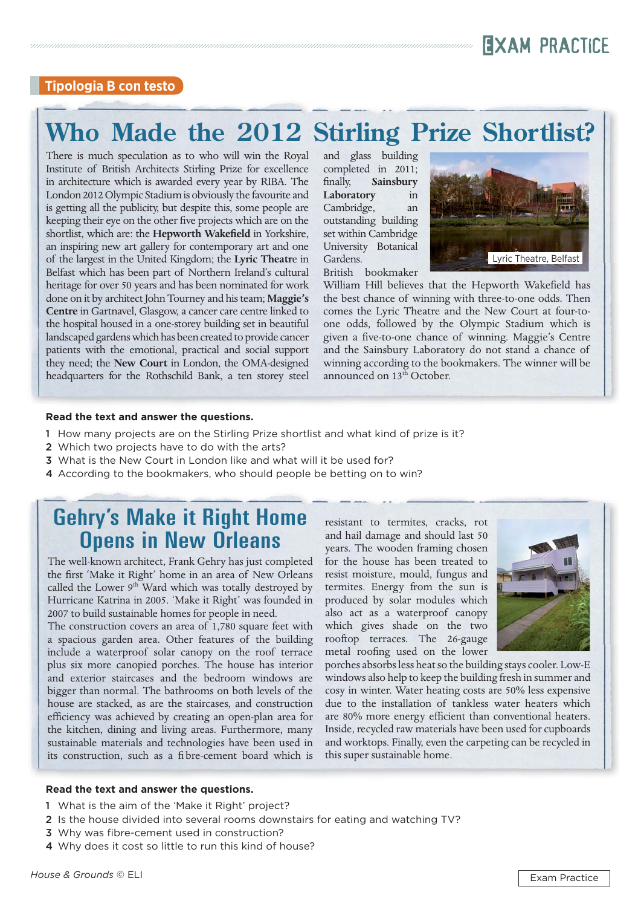Tipologia B con testo

# Who Made the 2012 Stirling Prize Shortlist?

There is much speculation as to who will win the Royal Institute of British Architects Stirling Prize for excellence in architecture which is awarded every year by RIBA. The London 2012 Olympic Stadium is obviously the favourite and is getting all the publicity, but despite this, some people are keeping their eye on the other five projects which are on the shortlist, which are: the **Hepworth Wakefield** in Yorkshire, an inspiring new art gallery for contemporary art and one of the largest in the United Kingdom; the **Lyric Theatre** in Belfast which has been part of Northern Ireland's cultural heritage for over 50 years and has been nominated for work done on it by architect John Tourney and his team; **Maggie's Centre** in Gartnavel, Glasgow, a cancer care centre linked to the hospital housed in a one-storey building set in beautiful landscaped gardens which has been created to provide cancer patients with the emotional, practical and social support they need; the **New Court** in London, the OMA-designed headquarters for the Rothschild Bank, a ten storey steel and glass building completed in 2011; finally, **Sainsbury Laboratory** in Cambridge, an outstanding building set within Cambridge University Botanical Gardens.

Lyric Theatre, Belfast

British bookmaker William Hill believes that the Hepworth Wakefield has the best chance of winning with three-to-one odds. Then comes the Lyric Theatre and the New Court at four-to-one odds, followed by the Olympic Stadium which is given a five-to-one chance of winning. Maggie's Centre and the Sainsbury Laboratory do not stand a chance of winning according to the bookmakers. The winner will be announced on 13th October.

**Read the text and answer the questions.**

1 How many projects are on the Stirling Prize shortlist and what kind of prize is it?
2 Which two projects have to do with the arts?
3 What is the New Court in London like and what will it be used for?
4 According to the bookmakers, who should people be betting on to win?

# Gehry's Make it Right Home Opens in New Orleans

The well-known architect, Frank Gehry has just completed the first 'Make it Right' home in an area of New Orleans called the Lower 9th Ward which was totally destroyed by Hurricane Katrina in 2005. 'Make it Right' was founded in 2007 to build sustainable homes for people in need.
The construction covers an area of 1,780 square feet with a spacious garden area. Other features of the building include a waterproof solar canopy on the roof terrace plus six more canopied porches. The house has interior and exterior staircases and the bedroom windows are bigger than normal. The bathrooms on both levels of the house are stacked, as are the staircases, and construction efficiency was achieved by creating an open-plan area for the kitchen, dining and living areas. Furthermore, many sustainable materials and technologies have been used in its construction, such as a fibre-cement board which is resistant to termites, cracks, rot and hail damage and should last 50 years. The wooden framing chosen for the house has been treated to resist moisture, mould, fungus and termites. Energy from the sun is produced by solar modules which also act as a waterproof canopy which gives shade on the two rooftop terraces. The 26-gauge metal roofing used on the lower porches absorbs less heat so the building stays cooler. Low-E windows also help to keep the building fresh in summer and cosy in winter. Water heating costs are 50% less expensive due to the installation of tankless water heaters which are 80% more energy efficient than conventional heaters. Inside, recycled raw materials have been used for cupboards and worktops. Finally, even the carpeting can be recycled in this super sustainable home.

**Read the text and answer the questions.**

1 What is the aim of the 'Make it Right' project?
2 Is the house divided into several rooms downstairs for eating and watching TV?
3 Why was fibre-cement used in construction?
4 Why does it cost so little to run this kind of house?